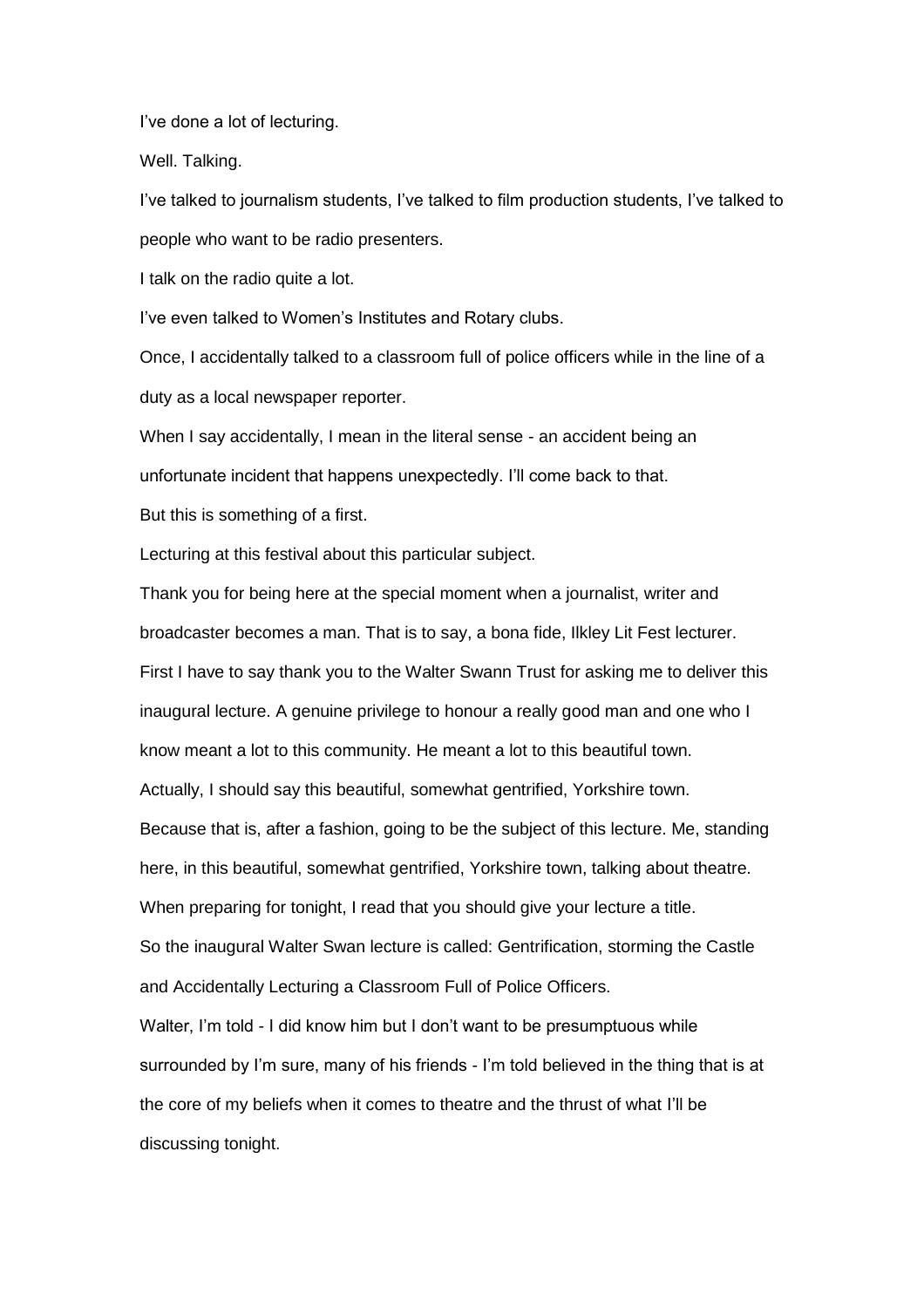I’ve done a lot of lecturing.

Well. Talking.

I’ve talked to journalism students, I’ve talked to film production students, I’ve talked to people who want to be radio presenters.

I talk on the radio quite a lot.

I’ve even talked to Women’s Institutes and Rotary clubs.

Once, I accidentally talked to a classroom full of police officers while in the line of a duty as a local newspaper reporter.

When I say accidentally, I mean in the literal sense - an accident being an unfortunate incident that happens unexpectedly. I’ll come back to that.

But this is something of a first.

Lecturing at this festival about this particular subject.

Thank you for being here at the special moment when a journalist, writer and broadcaster becomes a man. That is to say, a bona fide, Ilkley Lit Fest lecturer.

First I have to say thank you to the Walter Swann Trust for asking me to deliver this inaugural lecture. A genuine privilege to honour a really good man and one who I know meant a lot to this community. He meant a lot to this beautiful town.

Actually, I should say this beautiful, somewhat gentrified, Yorkshire town.

Because that is, after a fashion, going to be the subject of this lecture. Me, standing here, in this beautiful, somewhat gentrified, Yorkshire town, talking about theatre.

When preparing for tonight, I read that you should give your lecture a title.

So the inaugural Walter Swan lecture is called: Gentrification, storming the Castle and Accidentally Lecturing a Classroom Full of Police Officers.

Walter, I’m told - I did know him but I don’t want to be presumptuous while surrounded by I’m sure, many of his friends - I’m told believed in the thing that is at the core of my beliefs when it comes to theatre and the thrust of what I’ll be discussing tonight.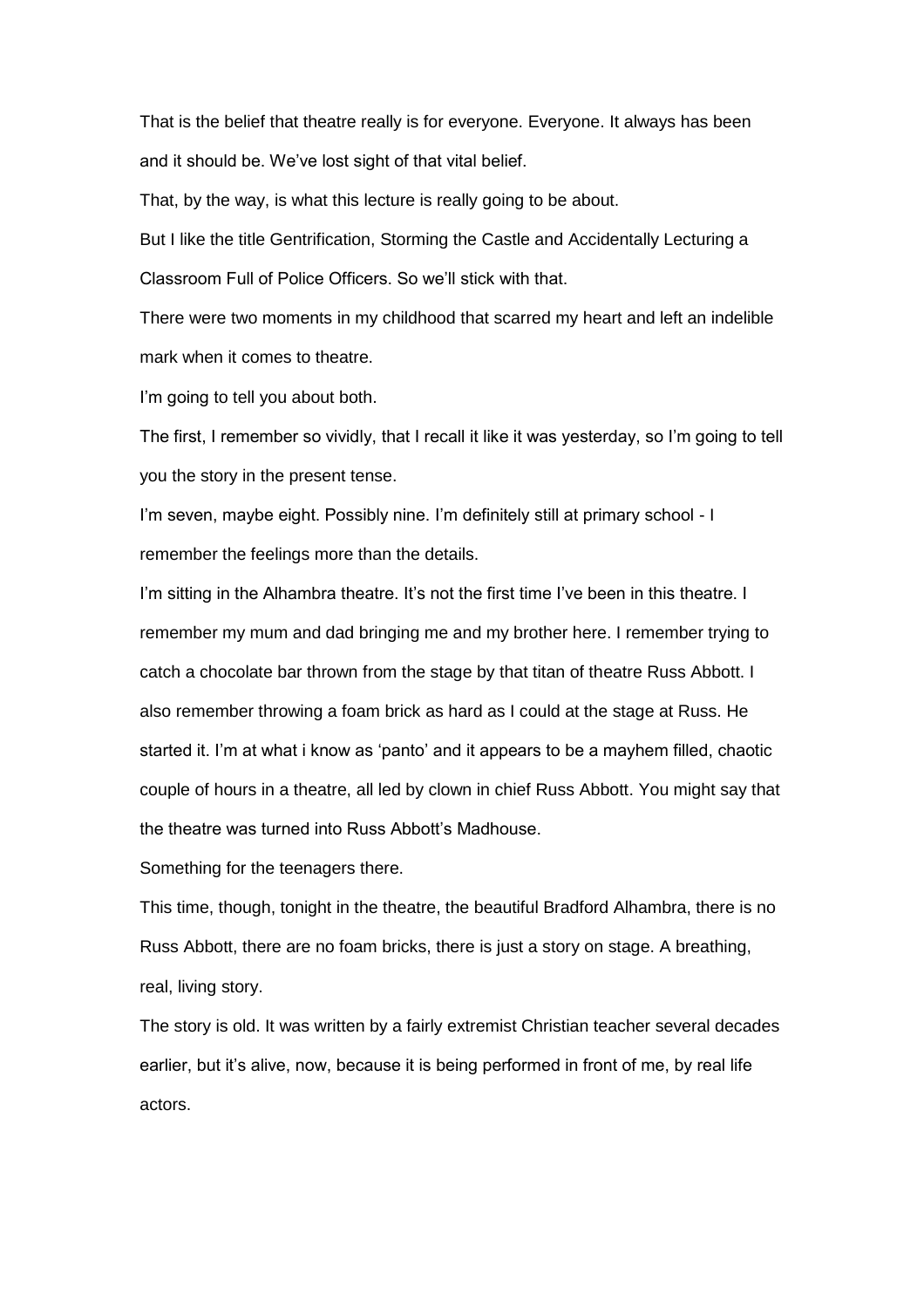That is the belief that theatre really is for everyone. Everyone. It always has been and it should be. We've lost sight of that vital belief.

That, by the way, is what this lecture is really going to be about.

But I like the title Gentrification, Storming the Castle and Accidentally Lecturing a Classroom Full of Police Officers. So we'll stick with that.

There were two moments in my childhood that scarred my heart and left an indelible mark when it comes to theatre.

I'm going to tell you about both.

The first, I remember so vividly, that I recall it like it was yesterday, so I'm going to tell you the story in the present tense.

I'm seven, maybe eight. Possibly nine. I'm definitely still at primary school - I remember the feelings more than the details.

I'm sitting in the Alhambra theatre. It's not the first time I've been in this theatre. I remember my mum and dad bringing me and my brother here. I remember trying to catch a chocolate bar thrown from the stage by that titan of theatre Russ Abbott. I also remember throwing a foam brick as hard as I could at the stage at Russ. He started it. I'm at what i know as 'panto' and it appears to be a mayhem filled, chaotic couple of hours in a theatre, all led by clown in chief Russ Abbott. You might say that the theatre was turned into Russ Abbott's Madhouse.

Something for the teenagers there.

This time, though, tonight in the theatre, the beautiful Bradford Alhambra, there is no Russ Abbott, there are no foam bricks, there is just a story on stage. A breathing, real, living story.

The story is old. It was written by a fairly extremist Christian teacher several decades earlier, but it's alive, now, because it is being performed in front of me, by real life actors.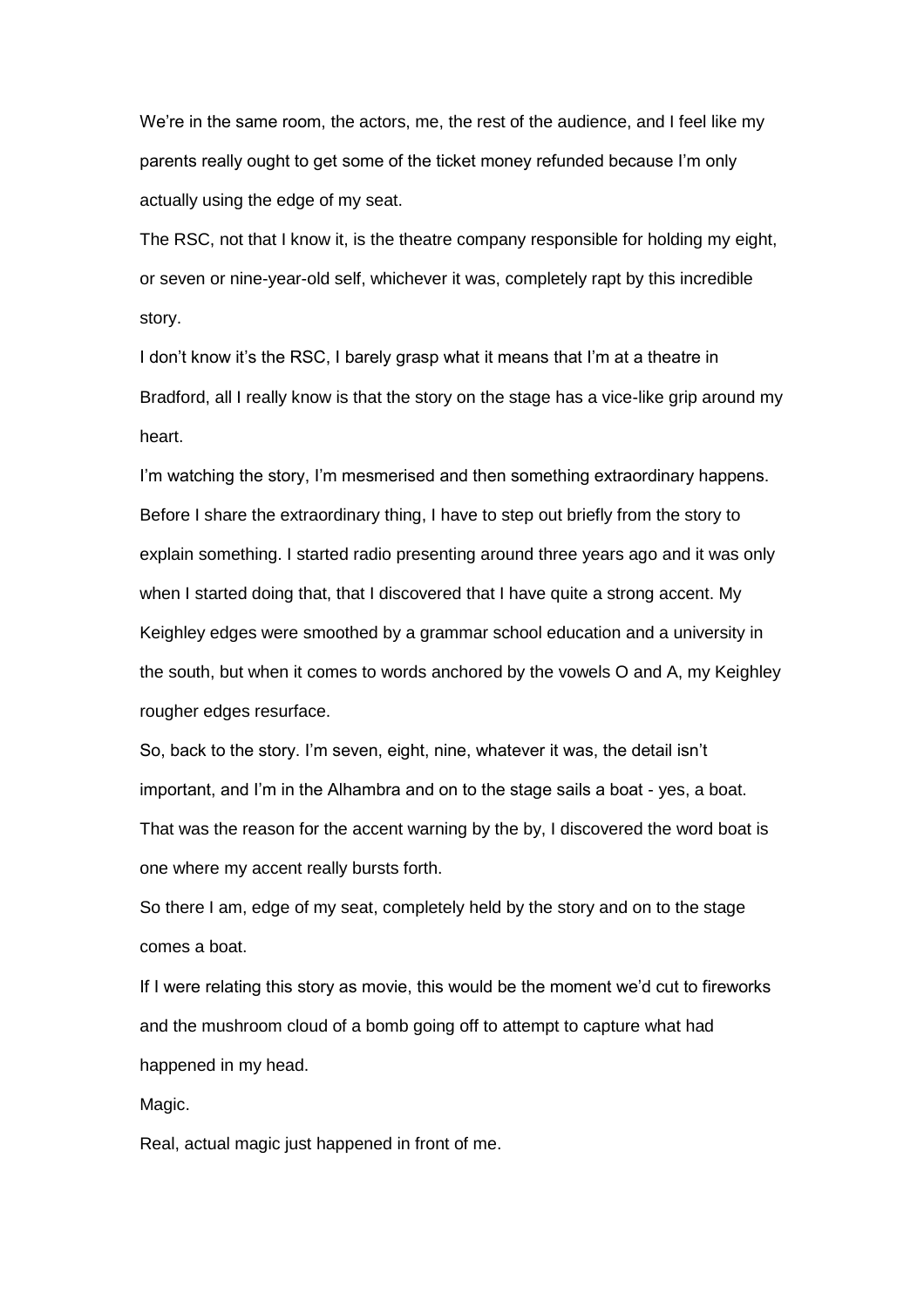We're in the same room, the actors, me, the rest of the audience, and I feel like my parents really ought to get some of the ticket money refunded because I'm only actually using the edge of my seat.

The RSC, not that I know it, is the theatre company responsible for holding my eight, or seven or nine-year-old self, whichever it was, completely rapt by this incredible story.

I don't know it's the RSC, I barely grasp what it means that I'm at a theatre in Bradford, all I really know is that the story on the stage has a vice-like grip around my heart.

I'm watching the story, I'm mesmerised and then something extraordinary happens. Before I share the extraordinary thing, I have to step out briefly from the story to explain something. I started radio presenting around three years ago and it was only when I started doing that, that I discovered that I have quite a strong accent. My Keighley edges were smoothed by a grammar school education and a university in the south, but when it comes to words anchored by the vowels O and A, my Keighley rougher edges resurface.

So, back to the story. I'm seven, eight, nine, whatever it was, the detail isn't important, and I'm in the Alhambra and on to the stage sails a boat - yes, a boat. That was the reason for the accent warning by the by, I discovered the word boat is one where my accent really bursts forth.

So there I am, edge of my seat, completely held by the story and on to the stage comes a boat.

If I were relating this story as movie, this would be the moment we'd cut to fireworks and the mushroom cloud of a bomb going off to attempt to capture what had happened in my head.

Magic.

Real, actual magic just happened in front of me.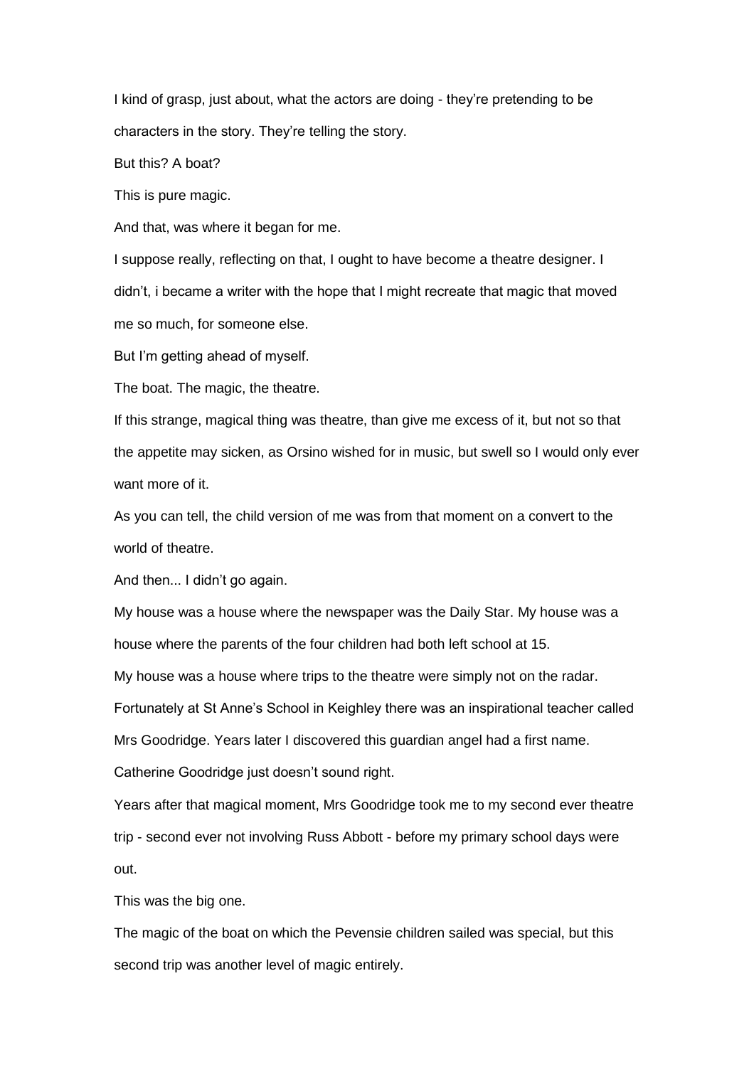I kind of grasp, just about, what the actors are doing - they're pretending to be characters in the story. They're telling the story.

But this? A boat?

This is pure magic.

And that, was where it began for me.

I suppose really, reflecting on that, I ought to have become a theatre designer. I didn't, i became a writer with the hope that I might recreate that magic that moved me so much, for someone else.

But I'm getting ahead of myself.

The boat. The magic, the theatre.

If this strange, magical thing was theatre, than give me excess of it, but not so that the appetite may sicken, as Orsino wished for in music, but swell so I would only ever want more of it.

As you can tell, the child version of me was from that moment on a convert to the world of theatre.

And then... I didn't go again.

My house was a house where the newspaper was the Daily Star. My house was a house where the parents of the four children had both left school at 15.

My house was a house where trips to the theatre were simply not on the radar.

Fortunately at St Anne's School in Keighley there was an inspirational teacher called Mrs Goodridge. Years later I discovered this guardian angel had a first name.

Catherine Goodridge just doesn't sound right.

Years after that magical moment, Mrs Goodridge took me to my second ever theatre trip - second ever not involving Russ Abbott - before my primary school days were out.

This was the big one.

The magic of the boat on which the Pevensie children sailed was special, but this second trip was another level of magic entirely.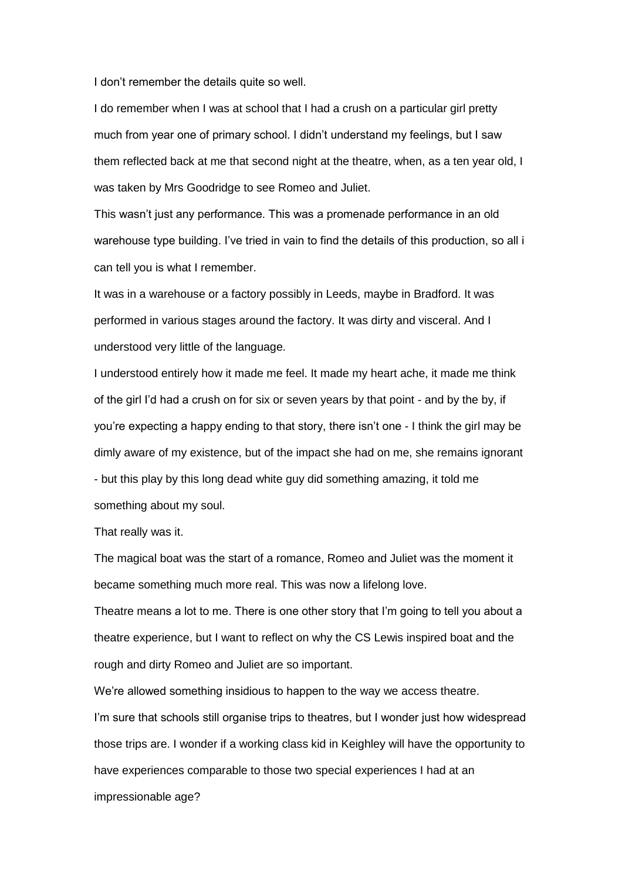I don't remember the details quite so well.

I do remember when I was at school that I had a crush on a particular girl pretty much from year one of primary school. I didn't understand my feelings, but I saw them reflected back at me that second night at the theatre, when, as a ten year old, I was taken by Mrs Goodridge to see Romeo and Juliet.

This wasn't just any performance. This was a promenade performance in an old warehouse type building. I've tried in vain to find the details of this production, so all i can tell you is what I remember.

It was in a warehouse or a factory possibly in Leeds, maybe in Bradford. It was performed in various stages around the factory. It was dirty and visceral. And I understood very little of the language.

I understood entirely how it made me feel. It made my heart ache, it made me think of the girl I'd had a crush on for six or seven years by that point - and by the by, if you're expecting a happy ending to that story, there isn't one - I think the girl may be dimly aware of my existence, but of the impact she had on me, she remains ignorant - but this play by this long dead white guy did something amazing, it told me something about my soul.

That really was it.

The magical boat was the start of a romance, Romeo and Juliet was the moment it became something much more real. This was now a lifelong love.

Theatre means a lot to me. There is one other story that I'm going to tell you about a theatre experience, but I want to reflect on why the CS Lewis inspired boat and the rough and dirty Romeo and Juliet are so important.

We're allowed something insidious to happen to the way we access theatre.

I'm sure that schools still organise trips to theatres, but I wonder just how widespread those trips are. I wonder if a working class kid in Keighley will have the opportunity to have experiences comparable to those two special experiences I had at an impressionable age?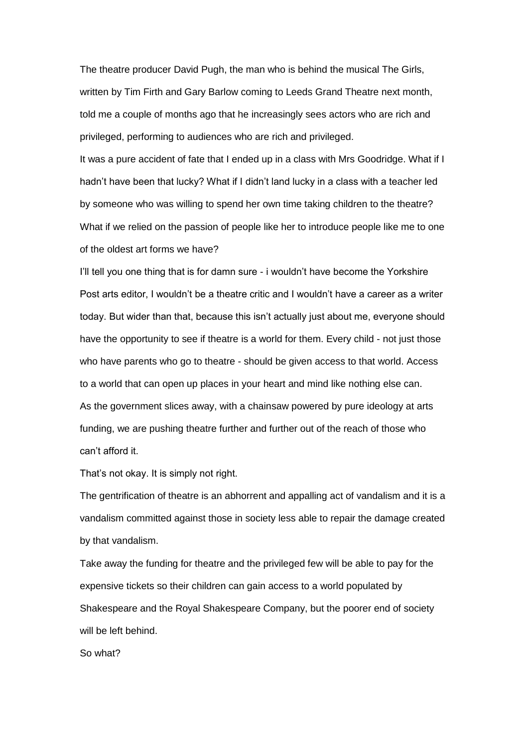The theatre producer David Pugh, the man who is behind the musical The Girls, written by Tim Firth and Gary Barlow coming to Leeds Grand Theatre next month, told me a couple of months ago that he increasingly sees actors who are rich and privileged, performing to audiences who are rich and privileged.

It was a pure accident of fate that I ended up in a class with Mrs Goodridge. What if I hadn't have been that lucky? What if I didn't land lucky in a class with a teacher led by someone who was willing to spend her own time taking children to the theatre? What if we relied on the passion of people like her to introduce people like me to one of the oldest art forms we have?

I'll tell you one thing that is for damn sure - i wouldn't have become the Yorkshire Post arts editor, I wouldn't be a theatre critic and I wouldn't have a career as a writer today. But wider than that, because this isn't actually just about me, everyone should have the opportunity to see if theatre is a world for them. Every child - not just those who have parents who go to theatre - should be given access to that world. Access to a world that can open up places in your heart and mind like nothing else can.

As the government slices away, with a chainsaw powered by pure ideology at arts funding, we are pushing theatre further and further out of the reach of those who can't afford it.

That's not okay. It is simply not right.

The gentrification of theatre is an abhorrent and appalling act of vandalism and it is a vandalism committed against those in society less able to repair the damage created by that vandalism.

Take away the funding for theatre and the privileged few will be able to pay for the expensive tickets so their children can gain access to a world populated by Shakespeare and the Royal Shakespeare Company, but the poorer end of society will be left behind.

So what?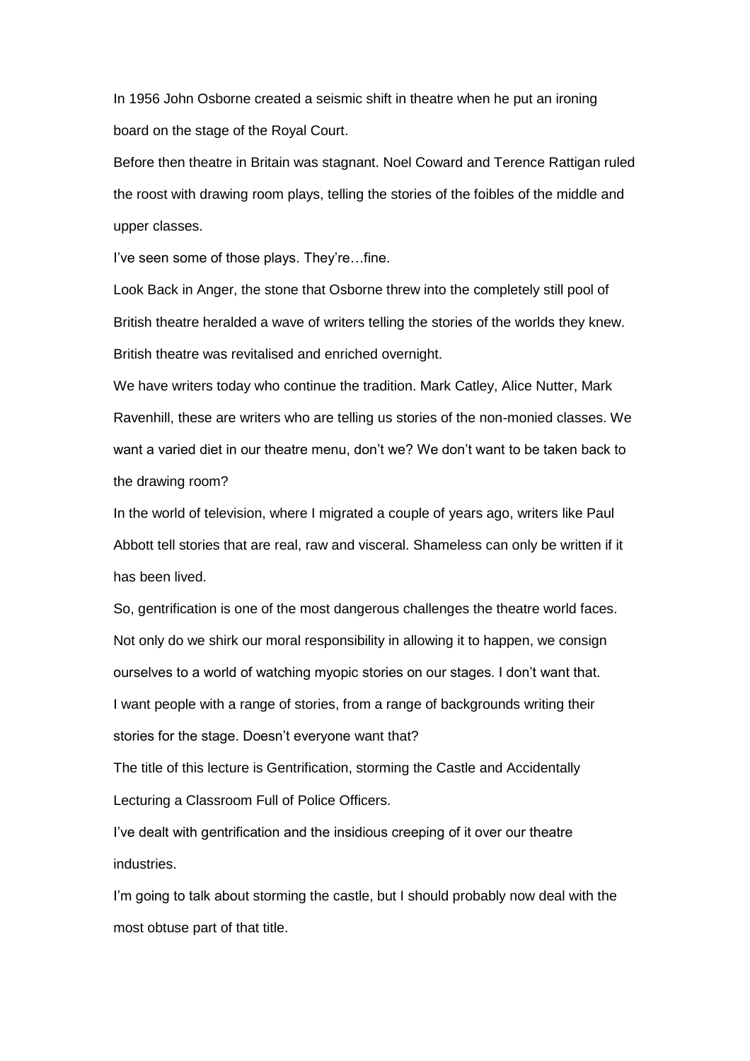In 1956 John Osborne created a seismic shift in theatre when he put an ironing board on the stage of the Royal Court.

Before then theatre in Britain was stagnant. Noel Coward and Terence Rattigan ruled the roost with drawing room plays, telling the stories of the foibles of the middle and upper classes.

I've seen some of those plays. They're…fine.

Look Back in Anger, the stone that Osborne threw into the completely still pool of British theatre heralded a wave of writers telling the stories of the worlds they knew. British theatre was revitalised and enriched overnight.

We have writers today who continue the tradition. Mark Catley, Alice Nutter, Mark Ravenhill, these are writers who are telling us stories of the non-monied classes. We want a varied diet in our theatre menu, don't we? We don't want to be taken back to the drawing room?

In the world of television, where I migrated a couple of years ago, writers like Paul Abbott tell stories that are real, raw and visceral. Shameless can only be written if it has been lived.

So, gentrification is one of the most dangerous challenges the theatre world faces. Not only do we shirk our moral responsibility in allowing it to happen, we consign ourselves to a world of watching myopic stories on our stages. I don't want that. I want people with a range of stories, from a range of backgrounds writing their stories for the stage. Doesn't everyone want that?

The title of this lecture is Gentrification, storming the Castle and Accidentally Lecturing a Classroom Full of Police Officers.

I've dealt with gentrification and the insidious creeping of it over our theatre industries.

I'm going to talk about storming the castle, but I should probably now deal with the most obtuse part of that title.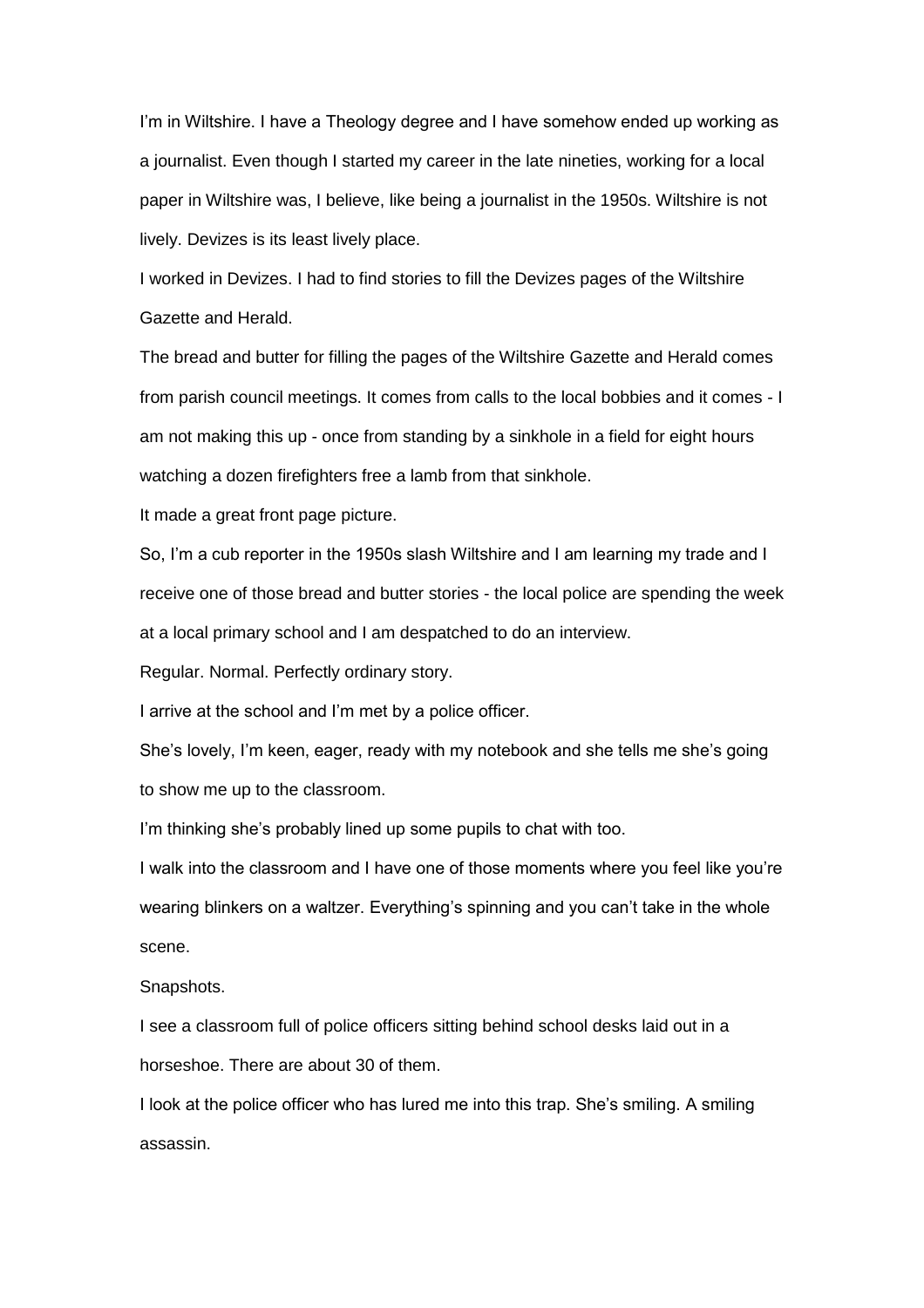I'm in Wiltshire. I have a Theology degree and I have somehow ended up working as a journalist. Even though I started my career in the late nineties, working for a local paper in Wiltshire was, I believe, like being a journalist in the 1950s. Wiltshire is not lively. Devizes is its least lively place.

I worked in Devizes. I had to find stories to fill the Devizes pages of the Wiltshire Gazette and Herald.

The bread and butter for filling the pages of the Wiltshire Gazette and Herald comes from parish council meetings. It comes from calls to the local bobbies and it comes - I am not making this up - once from standing by a sinkhole in a field for eight hours watching a dozen firefighters free a lamb from that sinkhole.

It made a great front page picture.

So, I'm a cub reporter in the 1950s slash Wiltshire and I am learning my trade and I receive one of those bread and butter stories - the local police are spending the week at a local primary school and I am despatched to do an interview.

Regular. Normal. Perfectly ordinary story.

I arrive at the school and I'm met by a police officer.

She's lovely, I'm keen, eager, ready with my notebook and she tells me she's going to show me up to the classroom.

I'm thinking she's probably lined up some pupils to chat with too.

I walk into the classroom and I have one of those moments where you feel like you're wearing blinkers on a waltzer. Everything's spinning and you can't take in the whole scene.

Snapshots.

I see a classroom full of police officers sitting behind school desks laid out in a horseshoe. There are about 30 of them.

I look at the police officer who has lured me into this trap. She's smiling. A smiling assassin.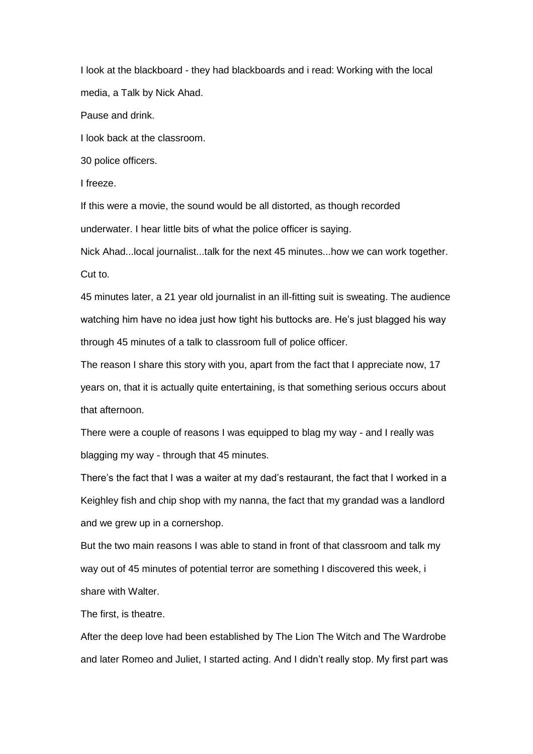I look at the blackboard - they had blackboards and i read: Working with the local media, a Talk by Nick Ahad.

Pause and drink.

I look back at the classroom.

30 police officers.

I freeze.

If this were a movie, the sound would be all distorted, as though recorded underwater. I hear little bits of what the police officer is saying.

Nick Ahad...local journalist...talk for the next 45 minutes...how we can work together.

Cut to.

45 minutes later, a 21 year old journalist in an ill-fitting suit is sweating. The audience watching him have no idea just how tight his buttocks are. He's just blagged his way through 45 minutes of a talk to classroom full of police officer.

The reason I share this story with you, apart from the fact that I appreciate now, 17 years on, that it is actually quite entertaining, is that something serious occurs about that afternoon.

There were a couple of reasons I was equipped to blag my way - and I really was blagging my way - through that 45 minutes.

There's the fact that I was a waiter at my dad's restaurant, the fact that I worked in a Keighley fish and chip shop with my nanna, the fact that my grandad was a landlord and we grew up in a cornershop.

But the two main reasons I was able to stand in front of that classroom and talk my way out of 45 minutes of potential terror are something I discovered this week, i share with Walter.

The first, is theatre.

After the deep love had been established by The Lion The Witch and The Wardrobe and later Romeo and Juliet, I started acting. And I didn't really stop. My first part was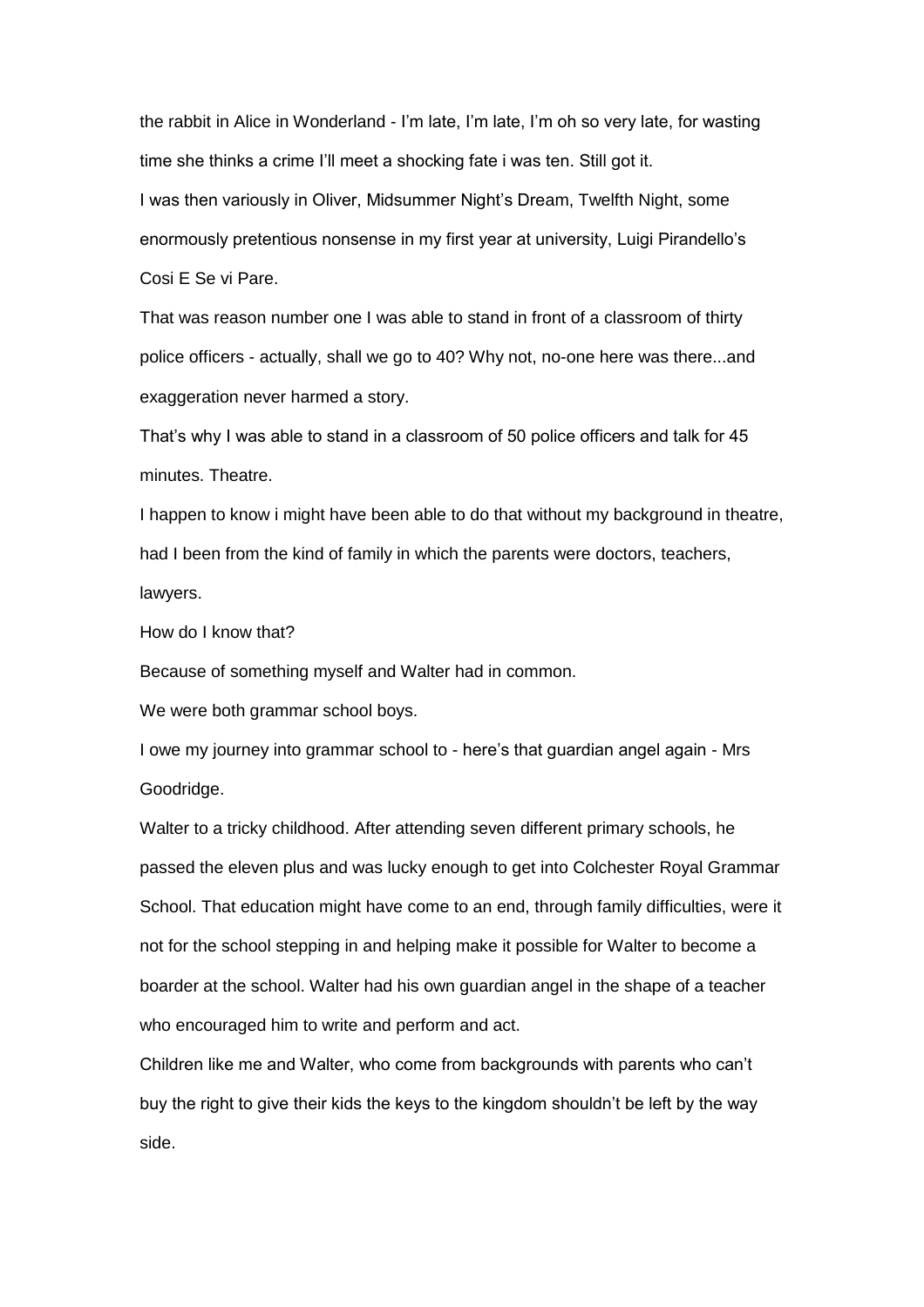the rabbit in Alice in Wonderland - I'm late, I'm late, I'm oh so very late, for wasting time she thinks a crime I'll meet a shocking fate i was ten. Still got it.

I was then variously in Oliver, Midsummer Night's Dream, Twelfth Night, some enormously pretentious nonsense in my first year at university, Luigi Pirandello's Cosi E Se vi Pare.

That was reason number one I was able to stand in front of a classroom of thirty police officers - actually, shall we go to 40? Why not, no-one here was there...and exaggeration never harmed a story.

That's why I was able to stand in a classroom of 50 police officers and talk for 45 minutes. Theatre.

I happen to know i might have been able to do that without my background in theatre, had I been from the kind of family in which the parents were doctors, teachers, lawyers.

How do I know that?

Because of something myself and Walter had in common.

We were both grammar school boys.

I owe my journey into grammar school to - here's that guardian angel again - Mrs Goodridge.

Walter to a tricky childhood. After attending seven different primary schools, he passed the eleven plus and was lucky enough to get into Colchester Royal Grammar School. That education might have come to an end, through family difficulties, were it not for the school stepping in and helping make it possible for Walter to become a boarder at the school. Walter had his own guardian angel in the shape of a teacher who encouraged him to write and perform and act.

Children like me and Walter, who come from backgrounds with parents who can't buy the right to give their kids the keys to the kingdom shouldn't be left by the way side.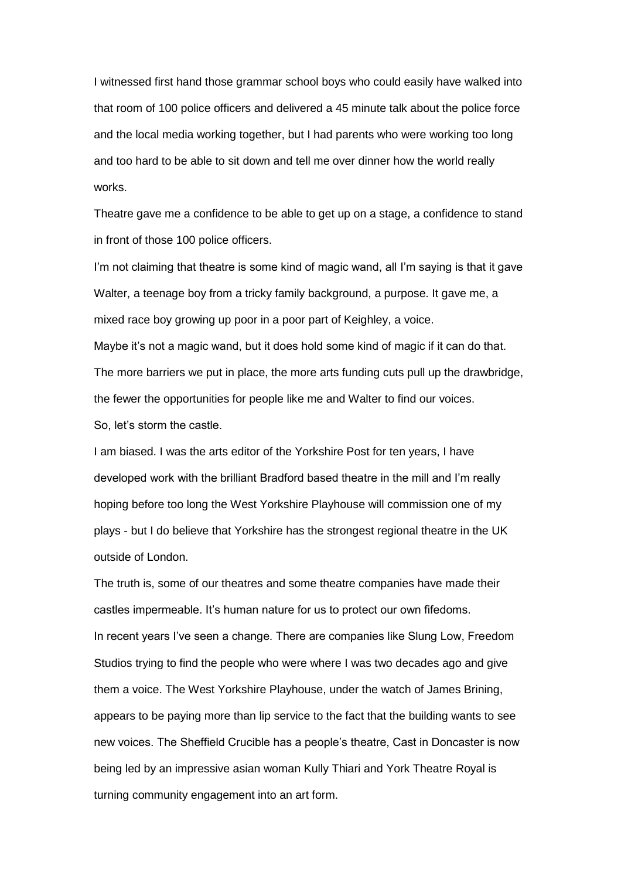I witnessed first hand those grammar school boys who could easily have walked into that room of 100 police officers and delivered a 45 minute talk about the police force and the local media working together, but I had parents who were working too long and too hard to be able to sit down and tell me over dinner how the world really works.

Theatre gave me a confidence to be able to get up on a stage, a confidence to stand in front of those 100 police officers.

I'm not claiming that theatre is some kind of magic wand, all I'm saying is that it gave Walter, a teenage boy from a tricky family background, a purpose. It gave me, a mixed race boy growing up poor in a poor part of Keighley, a voice.

Maybe it's not a magic wand, but it does hold some kind of magic if it can do that.

The more barriers we put in place, the more arts funding cuts pull up the drawbridge, the fewer the opportunities for people like me and Walter to find our voices.

So, let's storm the castle.

I am biased. I was the arts editor of the Yorkshire Post for ten years, I have developed work with the brilliant Bradford based theatre in the mill and I'm really hoping before too long the West Yorkshire Playhouse will commission one of my plays - but I do believe that Yorkshire has the strongest regional theatre in the UK outside of London.

The truth is, some of our theatres and some theatre companies have made their castles impermeable. It's human nature for us to protect our own fifedoms.

In recent years I've seen a change. There are companies like Slung Low, Freedom Studios trying to find the people who were where I was two decades ago and give them a voice. The West Yorkshire Playhouse, under the watch of James Brining, appears to be paying more than lip service to the fact that the building wants to see new voices. The Sheffield Crucible has a people's theatre, Cast in Doncaster is now being led by an impressive asian woman Kully Thiari and York Theatre Royal is turning community engagement into an art form.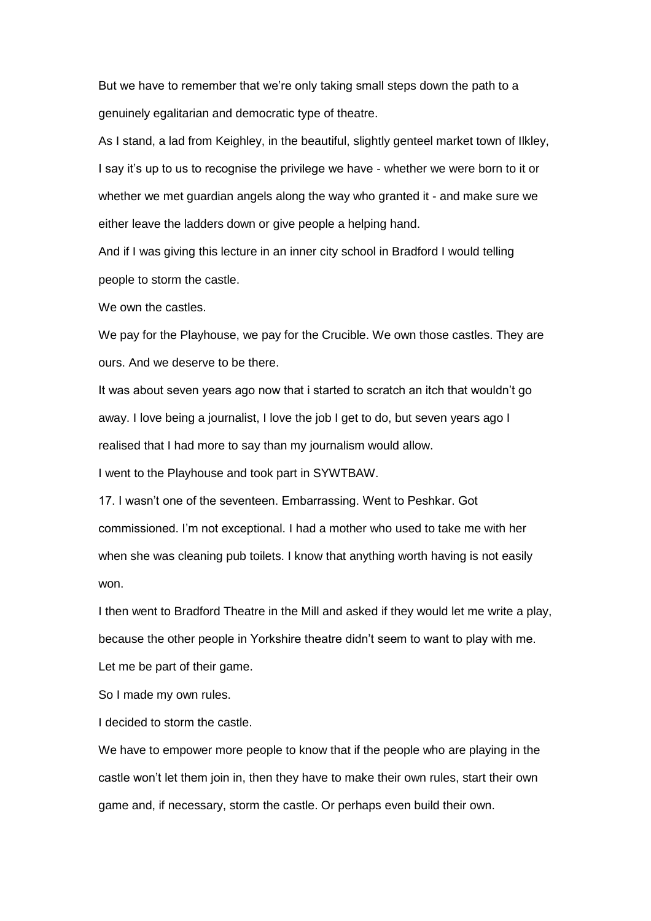But we have to remember that we're only taking small steps down the path to a genuinely egalitarian and democratic type of theatre.

As I stand, a lad from Keighley, in the beautiful, slightly genteel market town of Ilkley, I say it's up to us to recognise the privilege we have - whether we were born to it or whether we met guardian angels along the way who granted it - and make sure we either leave the ladders down or give people a helping hand.

And if I was giving this lecture in an inner city school in Bradford I would telling people to storm the castle.

We own the castles.

We pay for the Playhouse, we pay for the Crucible. We own those castles. They are ours. And we deserve to be there.

It was about seven years ago now that i started to scratch an itch that wouldn't go away. I love being a journalist, I love the job I get to do, but seven years ago I realised that I had more to say than my journalism would allow.

I went to the Playhouse and took part in SYWTBAW.

17. I wasn't one of the seventeen. Embarrassing. Went to Peshkar. Got commissioned. I'm not exceptional. I had a mother who used to take me with her when she was cleaning pub toilets. I know that anything worth having is not easily won.

I then went to Bradford Theatre in the Mill and asked if they would let me write a play, because the other people in Yorkshire theatre didn't seem to want to play with me. Let me be part of their game.

So I made my own rules.

I decided to storm the castle.

We have to empower more people to know that if the people who are playing in the castle won't let them join in, then they have to make their own rules, start their own game and, if necessary, storm the castle. Or perhaps even build their own.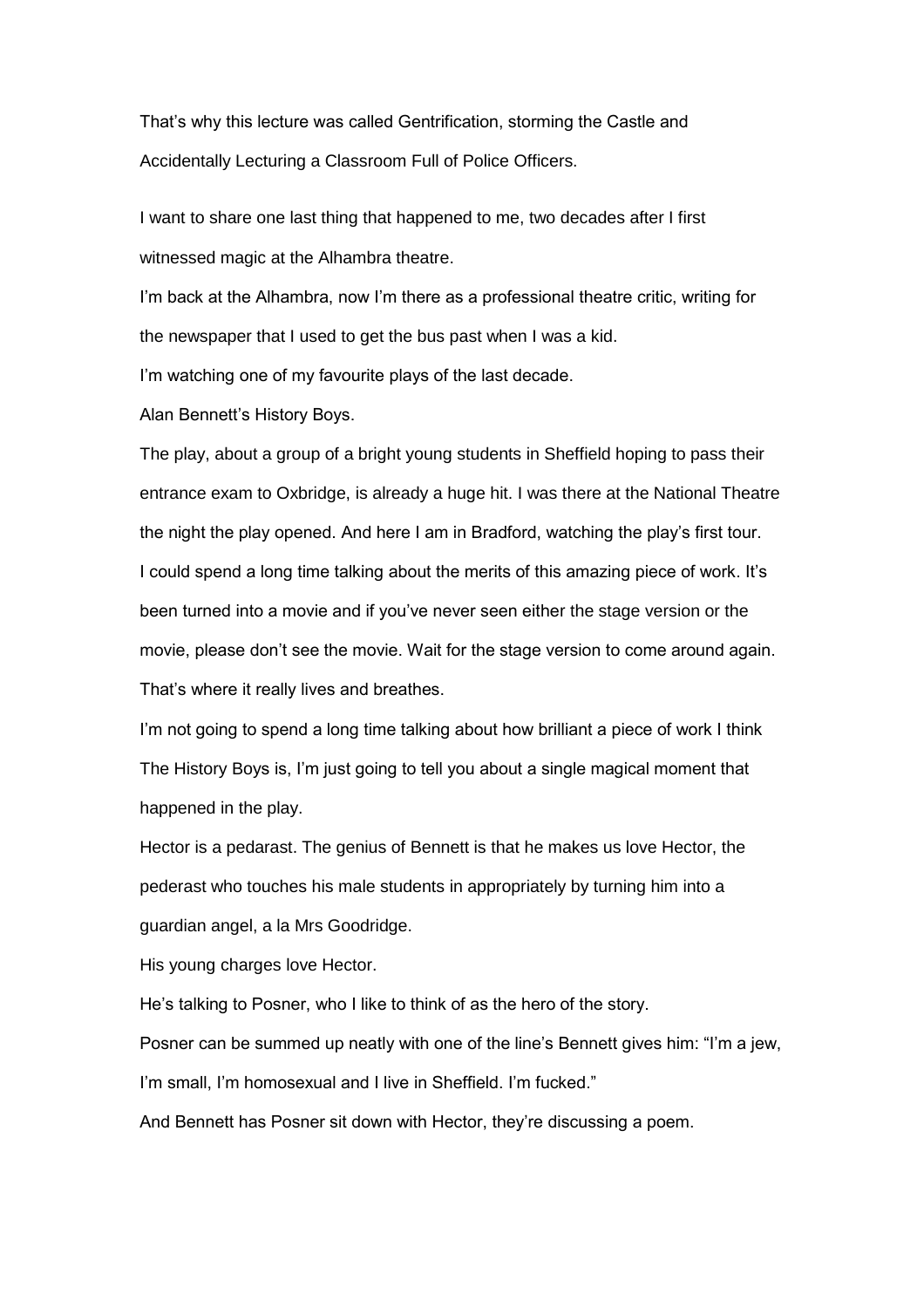That's why this lecture was called Gentrification, storming the Castle and Accidentally Lecturing a Classroom Full of Police Officers.

I want to share one last thing that happened to me, two decades after I first witnessed magic at the Alhambra theatre.

I'm back at the Alhambra, now I'm there as a professional theatre critic, writing for the newspaper that I used to get the bus past when I was a kid.

I'm watching one of my favourite plays of the last decade.

Alan Bennett's History Boys.

The play, about a group of a bright young students in Sheffield hoping to pass their entrance exam to Oxbridge, is already a huge hit. I was there at the National Theatre the night the play opened. And here I am in Bradford, watching the play's first tour.

I could spend a long time talking about the merits of this amazing piece of work. It's been turned into a movie and if you've never seen either the stage version or the movie, please don't see the movie. Wait for the stage version to come around again. That's where it really lives and breathes.

I'm not going to spend a long time talking about how brilliant a piece of work I think The History Boys is, I'm just going to tell you about a single magical moment that happened in the play.

Hector is a pedarast. The genius of Bennett is that he makes us love Hector, the pederast who touches his male students in appropriately by turning him into a guardian angel, a la Mrs Goodridge.

His young charges love Hector.

He's talking to Posner, who I like to think of as the hero of the story.

Posner can be summed up neatly with one of the line's Bennett gives him: "I'm a jew, I'm small, I'm homosexual and I live in Sheffield. I'm fucked."

And Bennett has Posner sit down with Hector, they're discussing a poem.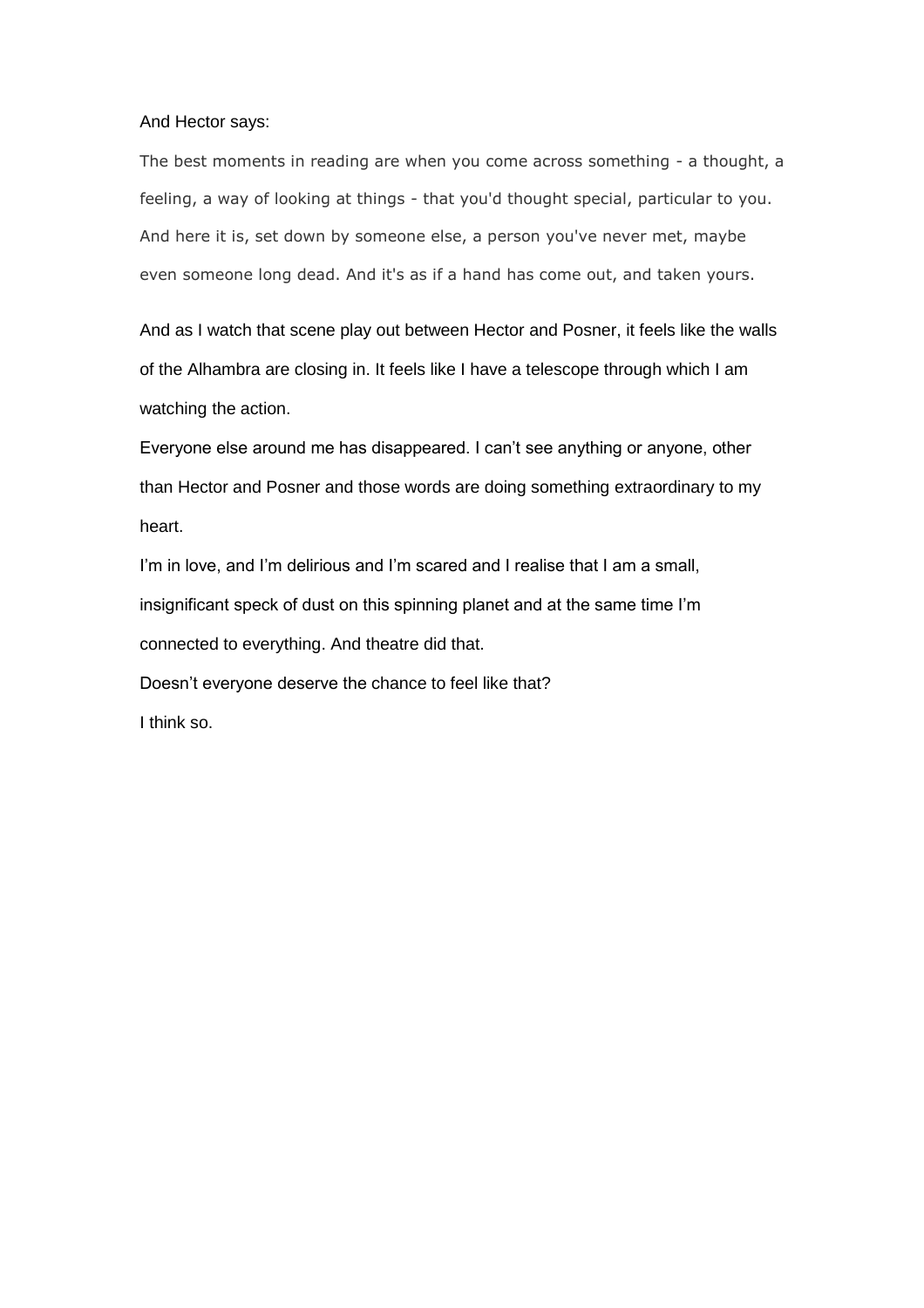And Hector says:

> The best moments in reading are when you come across something - a thought, a feeling, a way of looking at things - that you'd thought special, particular to you. And here it is, set down by someone else, a person you've never met, maybe even someone long dead. And it's as if a hand has come out, and taken yours.

And as I watch that scene play out between Hector and Posner, it feels like the walls of the Alhambra are closing in. It feels like I have a telescope through which I am watching the action.

Everyone else around me has disappeared. I can't see anything or anyone, other than Hector and Posner and those words are doing something extraordinary to my heart.

I'm in love, and I'm delirious and I'm scared and I realise that I am a small, insignificant speck of dust on this spinning planet and at the same time I'm connected to everything. And theatre did that.

Doesn't everyone deserve the chance to feel like that?

I think so.